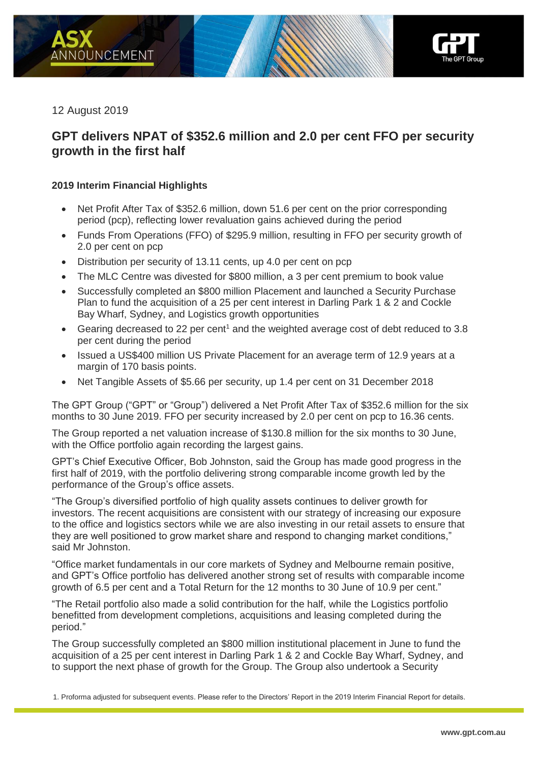12 August 2019

# GPT delivers NPAT of $352.6 million and 2.0 per cent FFO per security growth in the first half

### 2019 Interim Financial Highlights

- Net Profit After Tax of $352.6 million, down 51.6 per cent on the prior corresponding period (pcp), reflecting lower revaluation gains achieved during the period
- Funds From Operations (FFO) of $295.9 million, resulting in FFO per security growth of 2.0 per cent on pcp
- Distribution per security of 13.11 cents, up 4.0 per cent on pcp
- The MLC Centre was divested for $800 million, a 3 per cent premium to book value
- Successfully completed an $800 million Placement and launched a Security Purchase Plan to fund the acquisition of a 25 per cent interest in Darling Park 1 & 2 and Cockle Bay Wharf, Sydney, and Logistics growth opportunities
- Gearing decreased to 22 per cent[1] and the weighted average cost of debt reduced to 3.8 per cent during the period
- Issued a US$400 million US Private Placement for an average term of 12.9 years at a margin of 170 basis points.
- Net Tangible Assets of $5.66 per security, up 1.4 per cent on 31 December 2018

The GPT Group ("GPT" or "Group") delivered a Net Profit After Tax of $352.6 million for the six months to 30 June 2019. FFO per security increased by 2.0 per cent on pcp to 16.36 cents.

The Group reported a net valuation increase of $130.8 million for the six months to 30 June, with the Office portfolio again recording the largest gains.

GPT's Chief Executive Officer, Bob Johnston, said the Group has made good progress in the first half of 2019, with the portfolio delivering strong comparable income growth led by the performance of the Group's office assets.

"The Group's diversified portfolio of high quality assets continues to deliver growth for investors. The recent acquisitions are consistent with our strategy of increasing our exposure to the office and logistics sectors while we are also investing in our retail assets to ensure that they are well positioned to grow market share and respond to changing market conditions," said Mr Johnston.

"Office market fundamentals in our core markets of Sydney and Melbourne remain positive, and GPT's Office portfolio has delivered another strong set of results with comparable income growth of 6.5 per cent and a Total Return for the 12 months to 30 June of 10.9 per cent."

"The Retail portfolio also made a solid contribution for the half, while the Logistics portfolio benefitted from development completions, acquisitions and leasing completed during the period."

The Group successfully completed an $800 million institutional placement in June to fund the acquisition of a 25 per cent interest in Darling Park 1 & 2 and Cockle Bay Wharf, Sydney, and to support the next phase of growth for the Group. The Group also undertook a Security

1. Proforma adjusted for subsequent events. Please refer to the Directors' Report in the 2019 Interim Financial Report for details.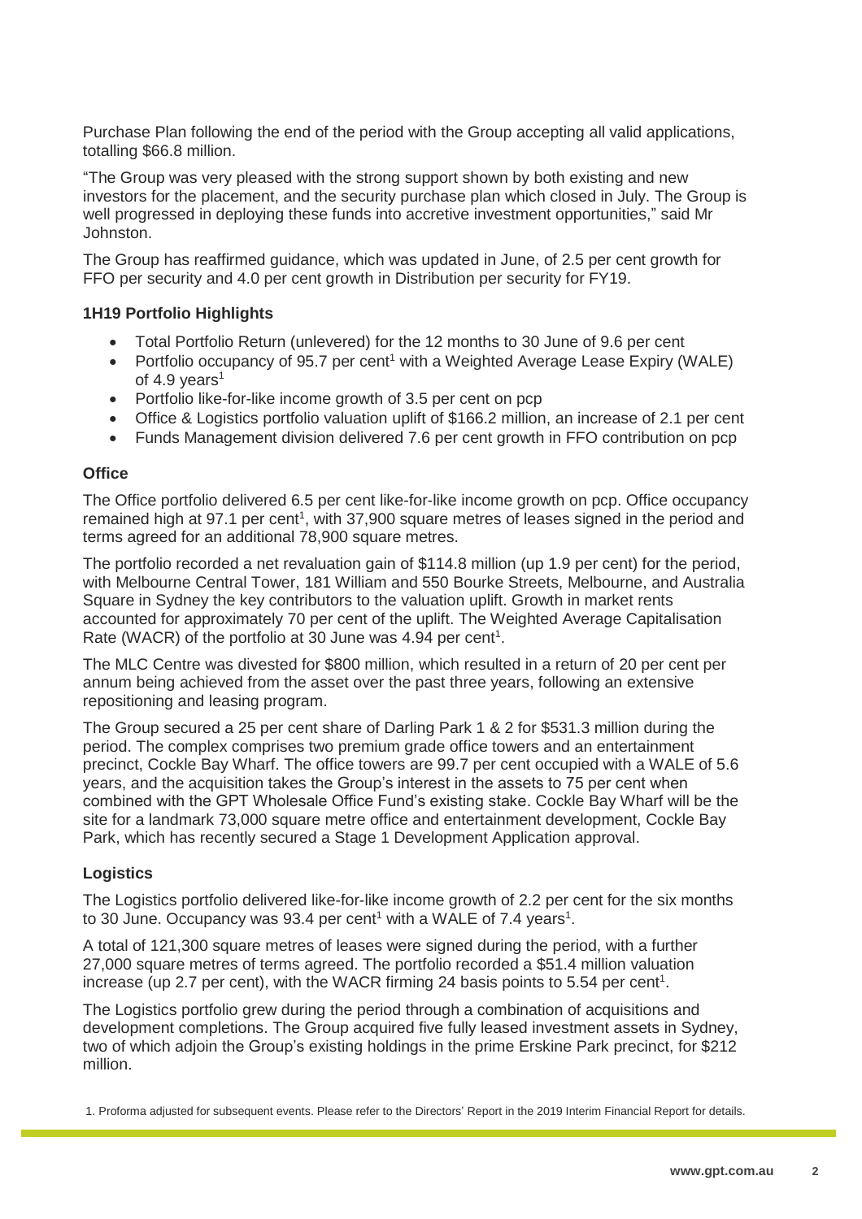Purchase Plan following the end of the period with the Group accepting all valid applications, totalling $66.8 million.

"The Group was very pleased with the strong support shown by both existing and new investors for the placement, and the security purchase plan which closed in July. The Group is well progressed in deploying these funds into accretive investment opportunities," said Mr Johnston.

The Group has reaffirmed guidance, which was updated in June, of 2.5 per cent growth for FFO per security and 4.0 per cent growth in Distribution per security for FY19.

### 1H19 Portfolio Highlights

- Total Portfolio Return (unlevered) for the 12 months to 30 June of 9.6 per cent
- Portfolio occupancy of 95.7 per cent[1] with a Weighted Average Lease Expiry (WALE) of 4.9 years[1]
- Portfolio like-for-like income growth of 3.5 per cent on pcp
- Office & Logistics portfolio valuation uplift of $166.2 million, an increase of 2.1 per cent
- Funds Management division delivered 7.6 per cent growth in FFO contribution on pcp

### Office

The Office portfolio delivered 6.5 per cent like-for-like income growth on pcp. Office occupancy remained high at 97.1 per cent[1], with 37,900 square metres of leases signed in the period and terms agreed for an additional 78,900 square metres.

The portfolio recorded a net revaluation gain of $114.8 million (up 1.9 per cent) for the period, with Melbourne Central Tower, 181 William and 550 Bourke Streets, Melbourne, and Australia Square in Sydney the key contributors to the valuation uplift. Growth in market rents accounted for approximately 70 per cent of the uplift. The Weighted Average Capitalisation Rate (WACR) of the portfolio at 30 June was 4.94 per cent[1].

The MLC Centre was divested for $800 million, which resulted in a return of 20 per cent per annum being achieved from the asset over the past three years, following an extensive repositioning and leasing program.

The Group secured a 25 per cent share of Darling Park 1 & 2 for $531.3 million during the period. The complex comprises two premium grade office towers and an entertainment precinct, Cockle Bay Wharf. The office towers are 99.7 per cent occupied with a WALE of 5.6 years, and the acquisition takes the Group's interest in the assets to 75 per cent when combined with the GPT Wholesale Office Fund's existing stake. Cockle Bay Wharf will be the site for a landmark 73,000 square metre office and entertainment development, Cockle Bay Park, which has recently secured a Stage 1 Development Application approval.

### Logistics

The Logistics portfolio delivered like-for-like income growth of 2.2 per cent for the six months to 30 June. Occupancy was 93.4 per cent[1] with a WALE of 7.4 years[1].

A total of 121,300 square metres of leases were signed during the period, with a further 27,000 square metres of terms agreed. The portfolio recorded a $51.4 million valuation increase (up 2.7 per cent), with the WACR firming 24 basis points to 5.54 per cent[1].

The Logistics portfolio grew during the period through a combination of acquisitions and development completions. The Group acquired five fully leased investment assets in Sydney, two of which adjoin the Group's existing holdings in the prime Erskine Park precinct, for $212 million.

1. Proforma adjusted for subsequent events. Please refer to the Directors' Report in the 2019 Interim Financial Report for details.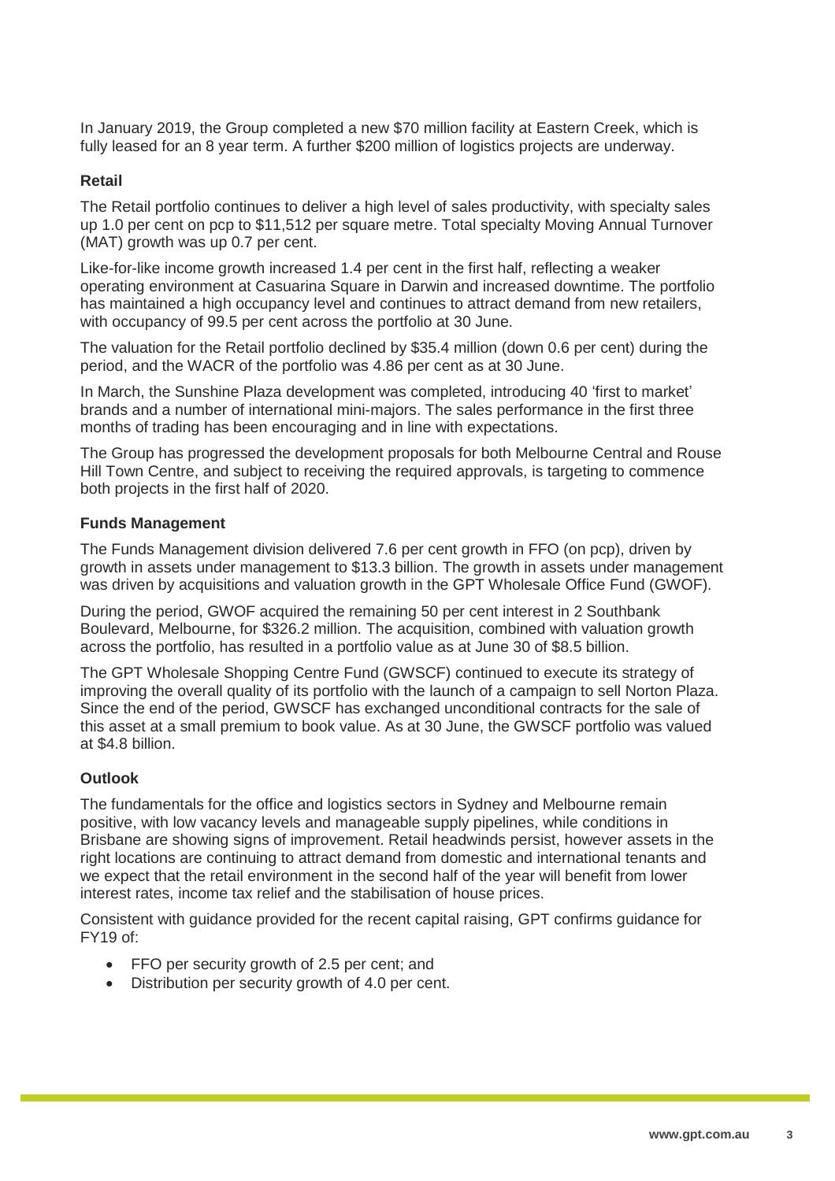In January 2019, the Group completed a new $70 million facility at Eastern Creek, which is fully leased for an 8 year term. A further $200 million of logistics projects are underway.

**Retail**

The Retail portfolio continues to deliver a high level of sales productivity, with specialty sales up 1.0 per cent on pcp to $11,512 per square metre. Total specialty Moving Annual Turnover (MAT) growth was up 0.7 per cent.

Like-for-like income growth increased 1.4 per cent in the first half, reflecting a weaker operating environment at Casuarina Square in Darwin and increased downtime. The portfolio has maintained a high occupancy level and continues to attract demand from new retailers, with occupancy of 99.5 per cent across the portfolio at 30 June.

The valuation for the Retail portfolio declined by $35.4 million (down 0.6 per cent) during the period, and the WACR of the portfolio was 4.86 per cent as at 30 June.

In March, the Sunshine Plaza development was completed, introducing 40 'first to market' brands and a number of international mini-majors. The sales performance in the first three months of trading has been encouraging and in line with expectations.

The Group has progressed the development proposals for both Melbourne Central and Rouse Hill Town Centre, and subject to receiving the required approvals, is targeting to commence both projects in the first half of 2020.

**Funds Management**

The Funds Management division delivered 7.6 per cent growth in FFO (on pcp), driven by growth in assets under management to $13.3 billion. The growth in assets under management was driven by acquisitions and valuation growth in the GPT Wholesale Office Fund (GWOF).

During the period, GWOF acquired the remaining 50 per cent interest in 2 Southbank Boulevard, Melbourne, for $326.2 million. The acquisition, combined with valuation growth across the portfolio, has resulted in a portfolio value as at June 30 of $8.5 billion.

The GPT Wholesale Shopping Centre Fund (GWSCF) continued to execute its strategy of improving the overall quality of its portfolio with the launch of a campaign to sell Norton Plaza. Since the end of the period, GWSCF has exchanged unconditional contracts for the sale of this asset at a small premium to book value. As at 30 June, the GWSCF portfolio was valued at $4.8 billion.

**Outlook**

The fundamentals for the office and logistics sectors in Sydney and Melbourne remain positive, with low vacancy levels and manageable supply pipelines, while conditions in Brisbane are showing signs of improvement. Retail headwinds persist, however assets in the right locations are continuing to attract demand from domestic and international tenants and we expect that the retail environment in the second half of the year will benefit from lower interest rates, income tax relief and the stabilisation of house prices.

Consistent with guidance provided for the recent capital raising, GPT confirms guidance for FY19 of:

- FFO per security growth of 2.5 per cent; and
- Distribution per security growth of 4.0 per cent.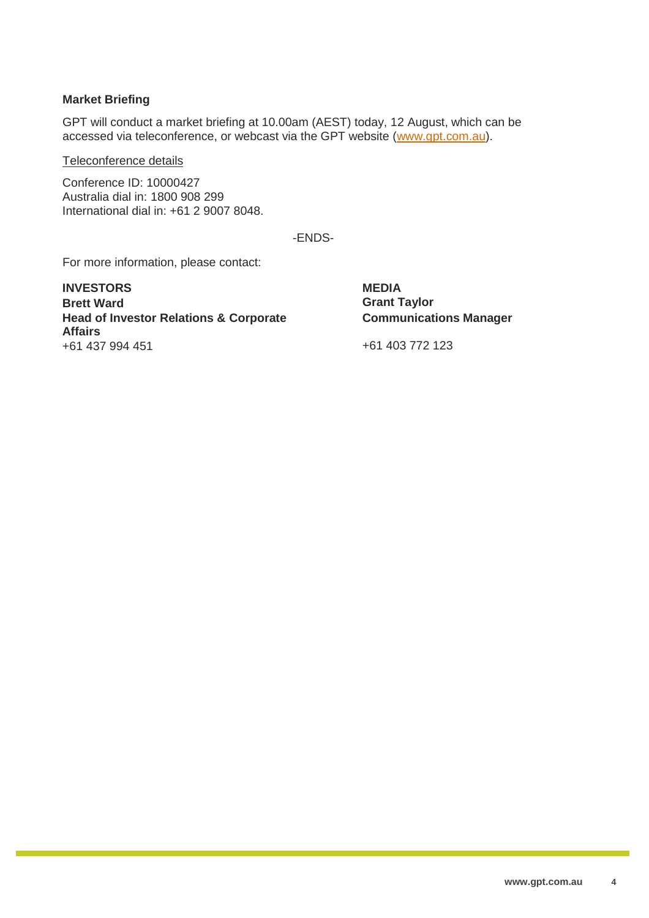**Market Briefing**

GPT will conduct a market briefing at 10.00am (AEST) today, 12 August, which can be accessed via teleconference, or webcast via the GPT website (www.gpt.com.au).

Teleconference details

Conference ID: 10000427
Australia dial in: 1800 908 299
International dial in: +61 2 9007 8048.

-ENDS-

For more information, please contact:

**INVESTORS**
**Brett Ward**
**Head of Investor Relations & Corporate Affairs**
+61 437 994 451

**MEDIA**
**Grant Taylor**
**Communications Manager**

+61 403 772 123